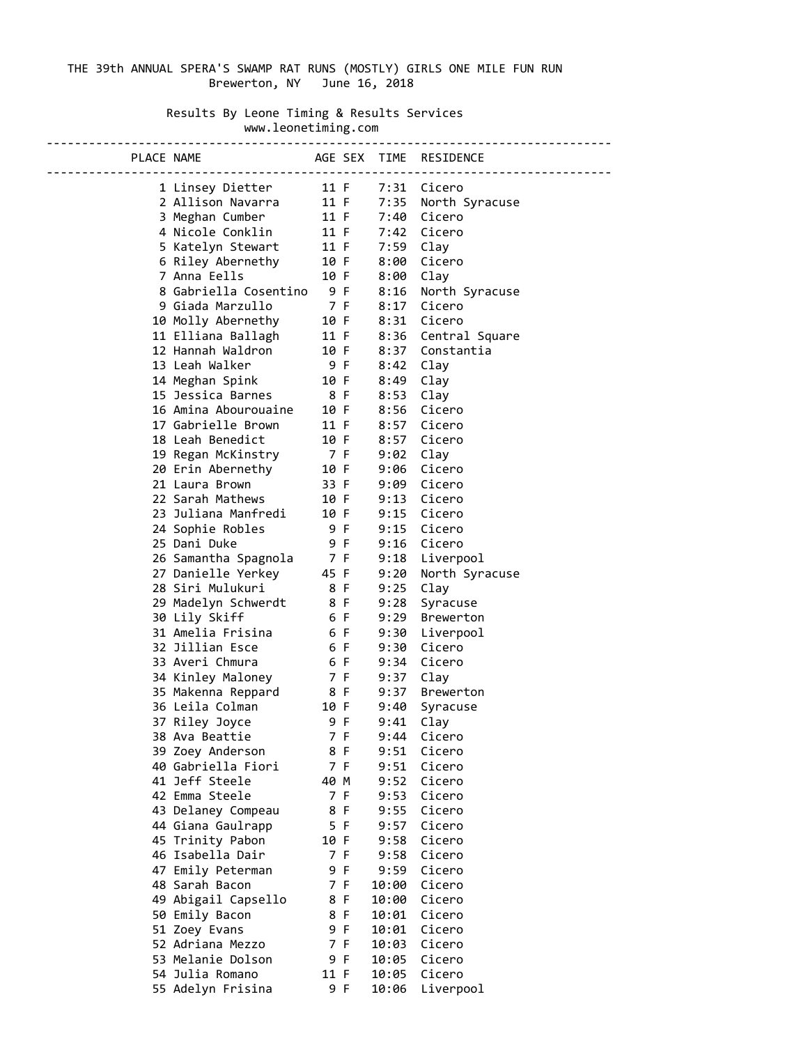# THE 39th ANNUAL SPERA'S SWAMP RAT RUNS (MOSTLY) GIRLS ONE MILE FUN RUN

Brewerton, NY June 16, 2018

Results By Leone Timing & Results Services
www.leonetiming.com

| PLACE | NAME | AGE | SEX | TIME | RESIDENCE |
|---|---|---|---|---|---|
| 1 | Linsey Dietter | 11 | F | 7:31 | Cicero |
| 2 | Allison Navarra | 11 | F | 7:35 | North Syracuse |
| 3 | Meghan Cumber | 11 | F | 7:40 | Cicero |
| 4 | Nicole Conklin | 11 | F | 7:42 | Cicero |
| 5 | Katelyn Stewart | 11 | F | 7:59 | Clay |
| 6 | Riley Abernethy | 10 | F | 8:00 | Cicero |
| 7 | Anna Eells | 10 | F | 8:00 | Clay |
| 8 | Gabriella Cosentino | 9 | F | 8:16 | North Syracuse |
| 9 | Giada Marzullo | 7 | F | 8:17 | Cicero |
| 10 | Molly Abernethy | 10 | F | 8:31 | Cicero |
| 11 | Elliana Ballagh | 11 | F | 8:36 | Central Square |
| 12 | Hannah Waldron | 10 | F | 8:37 | Constantia |
| 13 | Leah Walker | 9 | F | 8:42 | Clay |
| 14 | Meghan Spink | 10 | F | 8:49 | Clay |
| 15 | Jessica Barnes | 8 | F | 8:53 | Clay |
| 16 | Amina Abourouaine | 10 | F | 8:56 | Cicero |
| 17 | Gabrielle Brown | 11 | F | 8:57 | Cicero |
| 18 | Leah Benedict | 10 | F | 8:57 | Cicero |
| 19 | Regan McKinstry | 7 | F | 9:02 | Clay |
| 20 | Erin Abernethy | 10 | F | 9:06 | Cicero |
| 21 | Laura Brown | 33 | F | 9:09 | Cicero |
| 22 | Sarah Mathews | 10 | F | 9:13 | Cicero |
| 23 | Juliana Manfredi | 10 | F | 9:15 | Cicero |
| 24 | Sophie Robles | 9 | F | 9:15 | Cicero |
| 25 | Dani Duke | 9 | F | 9:16 | Cicero |
| 26 | Samantha Spagnola | 7 | F | 9:18 | Liverpool |
| 27 | Danielle Yerkey | 45 | F | 9:20 | North Syracuse |
| 28 | Siri Mulukuri | 8 | F | 9:25 | Clay |
| 29 | Madelyn Schwerdt | 8 | F | 9:28 | Syracuse |
| 30 | Lily Skiff | 6 | F | 9:29 | Brewerton |
| 31 | Amelia Frisina | 6 | F | 9:30 | Liverpool |
| 32 | Jillian Esce | 6 | F | 9:30 | Cicero |
| 33 | Averi Chmura | 6 | F | 9:34 | Cicero |
| 34 | Kinley Maloney | 7 | F | 9:37 | Clay |
| 35 | Makenna Reppard | 8 | F | 9:37 | Brewerton |
| 36 | Leila Colman | 10 | F | 9:40 | Syracuse |
| 37 | Riley Joyce | 9 | F | 9:41 | Clay |
| 38 | Ava Beattie | 7 | F | 9:44 | Cicero |
| 39 | Zoey Anderson | 8 | F | 9:51 | Cicero |
| 40 | Gabriella Fiori | 7 | F | 9:51 | Cicero |
| 41 | Jeff Steele | 40 | M | 9:52 | Cicero |
| 42 | Emma Steele | 7 | F | 9:53 | Cicero |
| 43 | Delaney Compeau | 8 | F | 9:55 | Cicero |
| 44 | Giana Gaulrapp | 5 | F | 9:57 | Cicero |
| 45 | Trinity Pabon | 10 | F | 9:58 | Cicero |
| 46 | Isabella Dair | 7 | F | 9:58 | Cicero |
| 47 | Emily Peterman | 9 | F | 9:59 | Cicero |
| 48 | Sarah Bacon | 7 | F | 10:00 | Cicero |
| 49 | Abigail Capsello | 8 | F | 10:00 | Cicero |
| 50 | Emily Bacon | 8 | F | 10:01 | Cicero |
| 51 | Zoey Evans | 9 | F | 10:01 | Cicero |
| 52 | Adriana Mezzo | 7 | F | 10:03 | Cicero |
| 53 | Melanie Dolson | 9 | F | 10:05 | Cicero |
| 54 | Julia Romano | 11 | F | 10:05 | Cicero |
| 55 | Adelyn Frisina | 9 | F | 10:06 | Liverpool |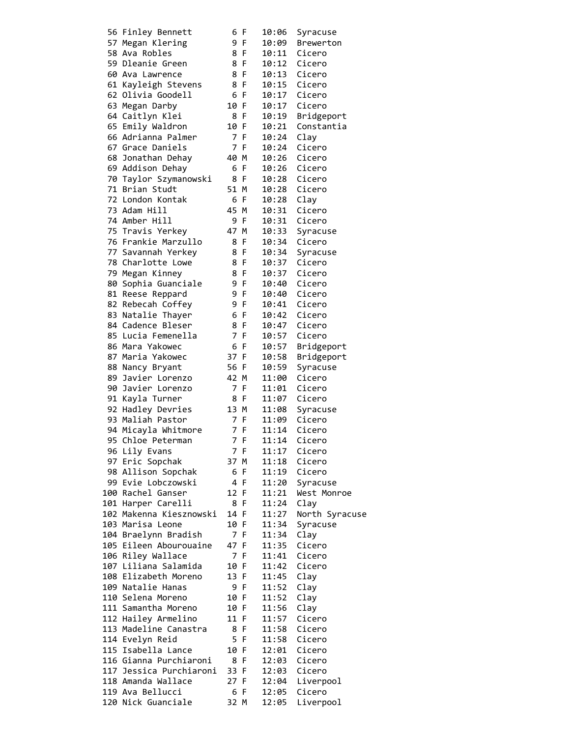| | | | | | |
|---|---|---|---|---|---|
| 56 | Finley Bennett | 6 | F | 10:06 | Syracuse |
| 57 | Megan Klering | 9 | F | 10:09 | Brewerton |
| 58 | Ava Robles | 8 | F | 10:11 | Cicero |
| 59 | Dleanie Green | 8 | F | 10:12 | Cicero |
| 60 | Ava Lawrence | 8 | F | 10:13 | Cicero |
| 61 | Kayleigh Stevens | 8 | F | 10:15 | Cicero |
| 62 | Olivia Goodell | 6 | F | 10:17 | Cicero |
| 63 | Megan Darby | 10 | F | 10:17 | Cicero |
| 64 | Caitlyn Klei | 8 | F | 10:19 | Bridgeport |
| 65 | Emily Waldron | 10 | F | 10:21 | Constantia |
| 66 | Adrianna Palmer | 7 | F | 10:24 | Clay |
| 67 | Grace Daniels | 7 | F | 10:24 | Cicero |
| 68 | Jonathan Dehay | 40 | M | 10:26 | Cicero |
| 69 | Addison Dehay | 6 | F | 10:26 | Cicero |
| 70 | Taylor Szymanowski | 8 | F | 10:28 | Cicero |
| 71 | Brian Studt | 51 | M | 10:28 | Cicero |
| 72 | London Kontak | 6 | F | 10:28 | Clay |
| 73 | Adam Hill | 45 | M | 10:31 | Cicero |
| 74 | Amber Hill | 9 | F | 10:31 | Cicero |
| 75 | Travis Yerkey | 47 | M | 10:33 | Syracuse |
| 76 | Frankie Marzullo | 8 | F | 10:34 | Cicero |
| 77 | Savannah Yerkey | 8 | F | 10:34 | Syracuse |
| 78 | Charlotte Lowe | 8 | F | 10:37 | Cicero |
| 79 | Megan Kinney | 8 | F | 10:37 | Cicero |
| 80 | Sophia Guanciale | 9 | F | 10:40 | Cicero |
| 81 | Reese Reppard | 9 | F | 10:40 | Cicero |
| 82 | Rebecah Coffey | 9 | F | 10:41 | Cicero |
| 83 | Natalie Thayer | 6 | F | 10:42 | Cicero |
| 84 | Cadence Bleser | 8 | F | 10:47 | Cicero |
| 85 | Lucia Femenella | 7 | F | 10:57 | Cicero |
| 86 | Mara Yakowec | 6 | F | 10:57 | Bridgeport |
| 87 | Maria Yakowec | 37 | F | 10:58 | Bridgeport |
| 88 | Nancy Bryant | 56 | F | 10:59 | Syracuse |
| 89 | Javier Lorenzo | 42 | M | 11:00 | Cicero |
| 90 | Javier Lorenzo | 7 | F | 11:01 | Cicero |
| 91 | Kayla Turner | 8 | F | 11:07 | Cicero |
| 92 | Hadley Devries | 13 | M | 11:08 | Syracuse |
| 93 | Maliah Pastor | 7 | F | 11:09 | Cicero |
| 94 | Micayla Whitmore | 7 | F | 11:14 | Cicero |
| 95 | Chloe Peterman | 7 | F | 11:14 | Cicero |
| 96 | Lily Evans | 7 | F | 11:17 | Cicero |
| 97 | Eric Sopchak | 37 | M | 11:18 | Cicero |
| 98 | Allison Sopchak | 6 | F | 11:19 | Cicero |
| 99 | Evie Lobczowski | 4 | F | 11:20 | Syracuse |
| 100 | Rachel Ganser | 12 | F | 11:21 | West Monroe |
| 101 | Harper Carelli | 8 | F | 11:24 | Clay |
| 102 | Makenna Kiesznowski | 14 | F | 11:27 | North Syracuse |
| 103 | Marisa Leone | 10 | F | 11:34 | Syracuse |
| 104 | Braelynn Bradish | 7 | F | 11:34 | Clay |
| 105 | Eileen Abourouaine | 47 | F | 11:35 | Cicero |
| 106 | Riley Wallace | 7 | F | 11:41 | Cicero |
| 107 | Liliana Salamida | 10 | F | 11:42 | Cicero |
| 108 | Elizabeth Moreno | 13 | F | 11:45 | Clay |
| 109 | Natalie Hanas | 9 | F | 11:52 | Clay |
| 110 | Selena Moreno | 10 | F | 11:52 | Clay |
| 111 | Samantha Moreno | 10 | F | 11:56 | Clay |
| 112 | Hailey Armelino | 11 | F | 11:57 | Cicero |
| 113 | Madeline Canastra | 8 | F | 11:58 | Cicero |
| 114 | Evelyn Reid | 5 | F | 11:58 | Cicero |
| 115 | Isabella Lance | 10 | F | 12:01 | Cicero |
| 116 | Gianna Purchiaroni | 8 | F | 12:03 | Cicero |
| 117 | Jessica Purchiaroni | 33 | F | 12:03 | Cicero |
| 118 | Amanda Wallace | 27 | F | 12:04 | Liverpool |
| 119 | Ava Bellucci | 6 | F | 12:05 | Cicero |
| 120 | Nick Guanciale | 32 | M | 12:05 | Liverpool |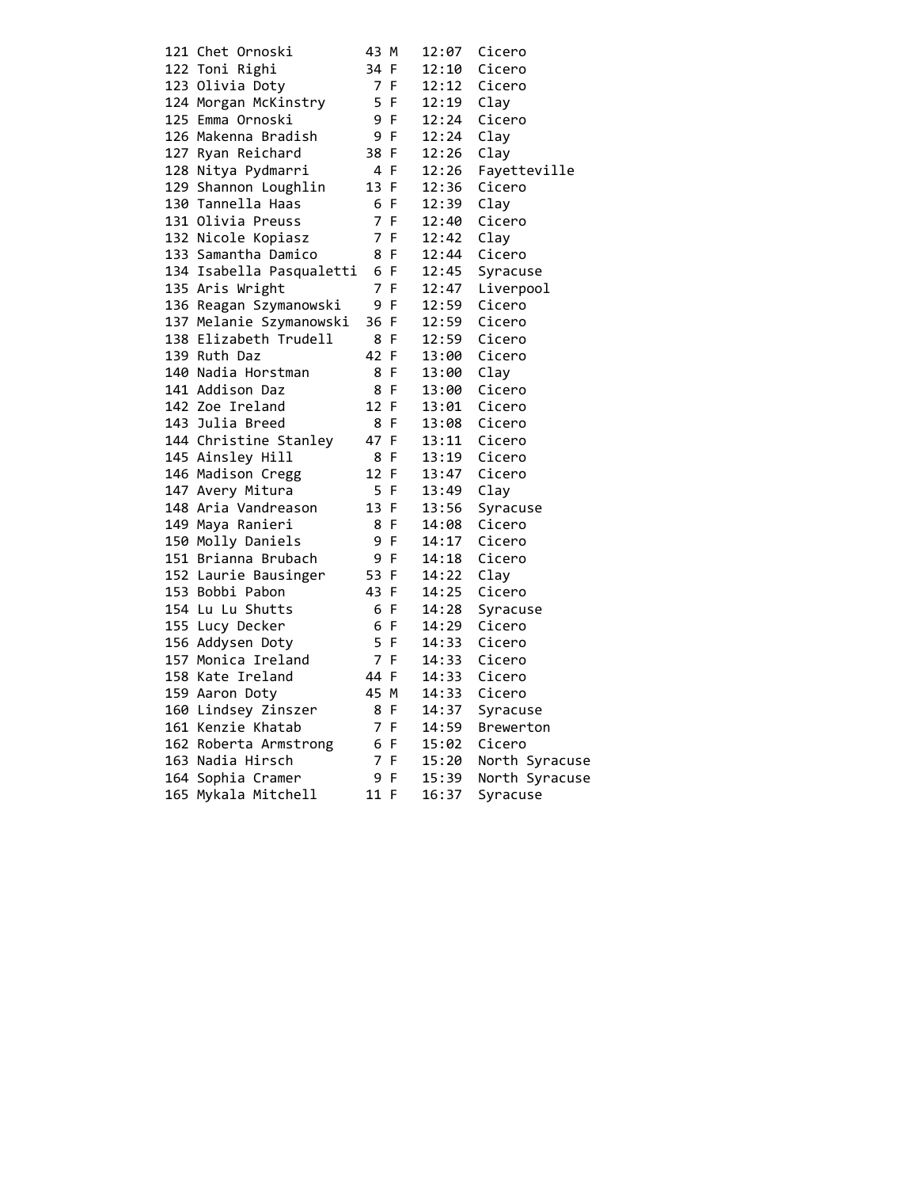| | | | | | |
|---|---|---|---|---|---|
| 121 | Chet Ornoski | 43 | M | 12:07 | Cicero |
| 122 | Toni Righi | 34 | F | 12:10 | Cicero |
| 123 | Olivia Doty | 7 | F | 12:12 | Cicero |
| 124 | Morgan McKinstry | 5 | F | 12:19 | Clay |
| 125 | Emma Ornoski | 9 | F | 12:24 | Cicero |
| 126 | Makenna Bradish | 9 | F | 12:24 | Clay |
| 127 | Ryan Reichard | 38 | F | 12:26 | Clay |
| 128 | Nitya Pydmarri | 4 | F | 12:26 | Fayetteville |
| 129 | Shannon Loughlin | 13 | F | 12:36 | Cicero |
| 130 | Tannella Haas | 6 | F | 12:39 | Clay |
| 131 | Olivia Preuss | 7 | F | 12:40 | Cicero |
| 132 | Nicole Kopiasz | 7 | F | 12:42 | Clay |
| 133 | Samantha Damico | 8 | F | 12:44 | Cicero |
| 134 | Isabella Pasqualetti | 6 | F | 12:45 | Syracuse |
| 135 | Aris Wright | 7 | F | 12:47 | Liverpool |
| 136 | Reagan Szymanowski | 9 | F | 12:59 | Cicero |
| 137 | Melanie Szymanowski | 36 | F | 12:59 | Cicero |
| 138 | Elizabeth Trudell | 8 | F | 12:59 | Cicero |
| 139 | Ruth Daz | 42 | F | 13:00 | Cicero |
| 140 | Nadia Horstman | 8 | F | 13:00 | Clay |
| 141 | Addison Daz | 8 | F | 13:00 | Cicero |
| 142 | Zoe Ireland | 12 | F | 13:01 | Cicero |
| 143 | Julia Breed | 8 | F | 13:08 | Cicero |
| 144 | Christine Stanley | 47 | F | 13:11 | Cicero |
| 145 | Ainsley Hill | 8 | F | 13:19 | Cicero |
| 146 | Madison Cregg | 12 | F | 13:47 | Cicero |
| 147 | Avery Mitura | 5 | F | 13:49 | Clay |
| 148 | Aria Vandreason | 13 | F | 13:56 | Syracuse |
| 149 | Maya Ranieri | 8 | F | 14:08 | Cicero |
| 150 | Molly Daniels | 9 | F | 14:17 | Cicero |
| 151 | Brianna Brubach | 9 | F | 14:18 | Cicero |
| 152 | Laurie Bausinger | 53 | F | 14:22 | Clay |
| 153 | Bobbi Pabon | 43 | F | 14:25 | Cicero |
| 154 | Lu Lu Shutts | 6 | F | 14:28 | Syracuse |
| 155 | Lucy Decker | 6 | F | 14:29 | Cicero |
| 156 | Addysen Doty | 5 | F | 14:33 | Cicero |
| 157 | Monica Ireland | 7 | F | 14:33 | Cicero |
| 158 | Kate Ireland | 44 | F | 14:33 | Cicero |
| 159 | Aaron Doty | 45 | M | 14:33 | Cicero |
| 160 | Lindsey Zinszer | 8 | F | 14:37 | Syracuse |
| 161 | Kenzie Khatab | 7 | F | 14:59 | Brewerton |
| 162 | Roberta Armstrong | 6 | F | 15:02 | Cicero |
| 163 | Nadia Hirsch | 7 | F | 15:20 | North Syracuse |
| 164 | Sophia Cramer | 9 | F | 15:39 | North Syracuse |
| 165 | Mykala Mitchell | 11 | F | 16:37 | Syracuse |